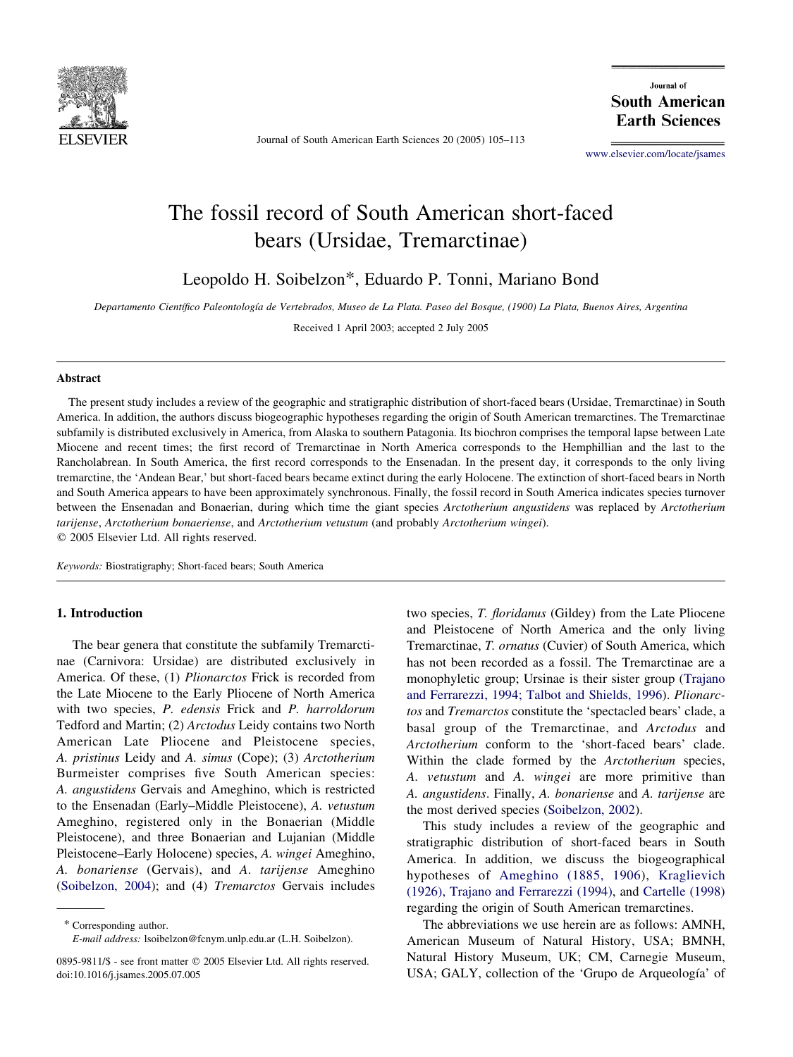# The fossil record of South American short-faced bears (Ursidae, Tremarctinae)

Leopoldo H. Soibelzon*, Eduardo P. Tonni, Mariano Bond

*Departamento Científico Paleontología de Vertebrados, Museo de La Plata. Paseo del Bosque, (1900) La Plata, Buenos Aires, Argentina*

Received 1 April 2003; accepted 2 July 2005

## Abstract

The present study includes a review of the geographic and stratigraphic distribution of short-faced bears (Ursidae, Tremarctinae) in South America. In addition, the authors discuss biogeographic hypotheses regarding the origin of South American tremarctines. The Tremarctinae subfamily is distributed exclusively in America, from Alaska to southern Patagonia. Its biochron comprises the temporal lapse between Late Miocene and recent times; the first record of Tremarctinae in North America corresponds to the Hemphillian and the last to the Rancholabrean. In South America, the first record corresponds to the Ensenadan. In the present day, it corresponds to the only living tremarctine, the 'Andean Bear,' but short-faced bears became extinct during the early Holocene. The extinction of short-faced bears in North and South America appears to have been approximately synchronous. Finally, the fossil record in South America indicates species turnover between the Ensenadan and Bonaerian, during which time the giant species *Arctotherium angustidens* was replaced by *Arctotherium tarijense*, *Arctotherium bonaeriense*, and *Arctotherium vetustum* (and probably *Arctotherium wingei*).

© 2005 Elsevier Ltd. All rights reserved.

*Keywords:* Biostratigraphy; Short-faced bears; South America

## 1. Introduction

The bear genera that constitute the subfamily Tremarctinae (Carnivora: Ursidae) are distributed exclusively in America. Of these, (1) *Plionarctos* Frick is recorded from the Late Miocene to the Early Pliocene of North America with two species, *P. edensis* Frick and *P. harroldorum* Tedford and Martin; (2) *Arctodus* Leidy contains two North American Late Pliocene and Pleistocene species, *A. pristinus* Leidy and *A. simus* (Cope); (3) *Arctotherium* Burmeister comprises five South American species: *A. angustidens* Gervais and Ameghino, which is restricted to the Ensenadan (Early–Middle Pleistocene), *A. vetustum* Ameghino, registered only in the Bonaerian (Middle Pleistocene), and three Bonaerian and Lujanian (Middle Pleistocene–Early Holocene) species, *A. wingei* Ameghino, *A. bonariense* (Gervais), and *A. tarijense* Ameghino (Soibelzon, 2004); and (4) *Tremarctos* Gervais includes two species, *T. floridanus* (Gildey) from the Late Pliocene and Pleistocene of North America and the only living Tremarctinae, *T. ornatus* (Cuvier) of South America, which has not been recorded as a fossil. The Tremarctinae are a monophyletic group; Ursinae is their sister group (Trajano and Ferrarezzi, 1994; Talbot and Shields, 1996). *Plionarctos* and *Tremarctos* constitute the 'spectacled bears' clade, a basal group of the Tremarctinae, and *Arctodus* and *Arctotherium* conform to the 'short-faced bears' clade. Within the clade formed by the *Arctotherium* species, *A. vetustum* and *A. wingei* are more primitive than *A. angustidens*. Finally, *A. bonariense* and *A. tarijense* are the most derived species (Soibelzon, 2002).

This study includes a review of the geographic and stratigraphic distribution of short-faced bears in South America. In addition, we discuss the biogeographical hypotheses of Ameghino (1885, 1906), Kraglievich (1926), Trajano and Ferrarezzi (1994), and Cartelle (1998) regarding the origin of South American tremarctines.

The abbreviations we use herein are as follows: AMNH, American Museum of Natural History, USA; BMNH, Natural History Museum, UK; CM, Carnegie Museum, USA; GALY, collection of the 'Grupo de Arqueología' of

---

* Corresponding author.
E-mail address: lsoibelzon@fcnym.unlp.edu.ar (L.H. Soibelzon).

0895-9811/$ - see front matter © 2005 Elsevier Ltd. All rights reserved.
doi:10.1016/j.jsames.2005.07.005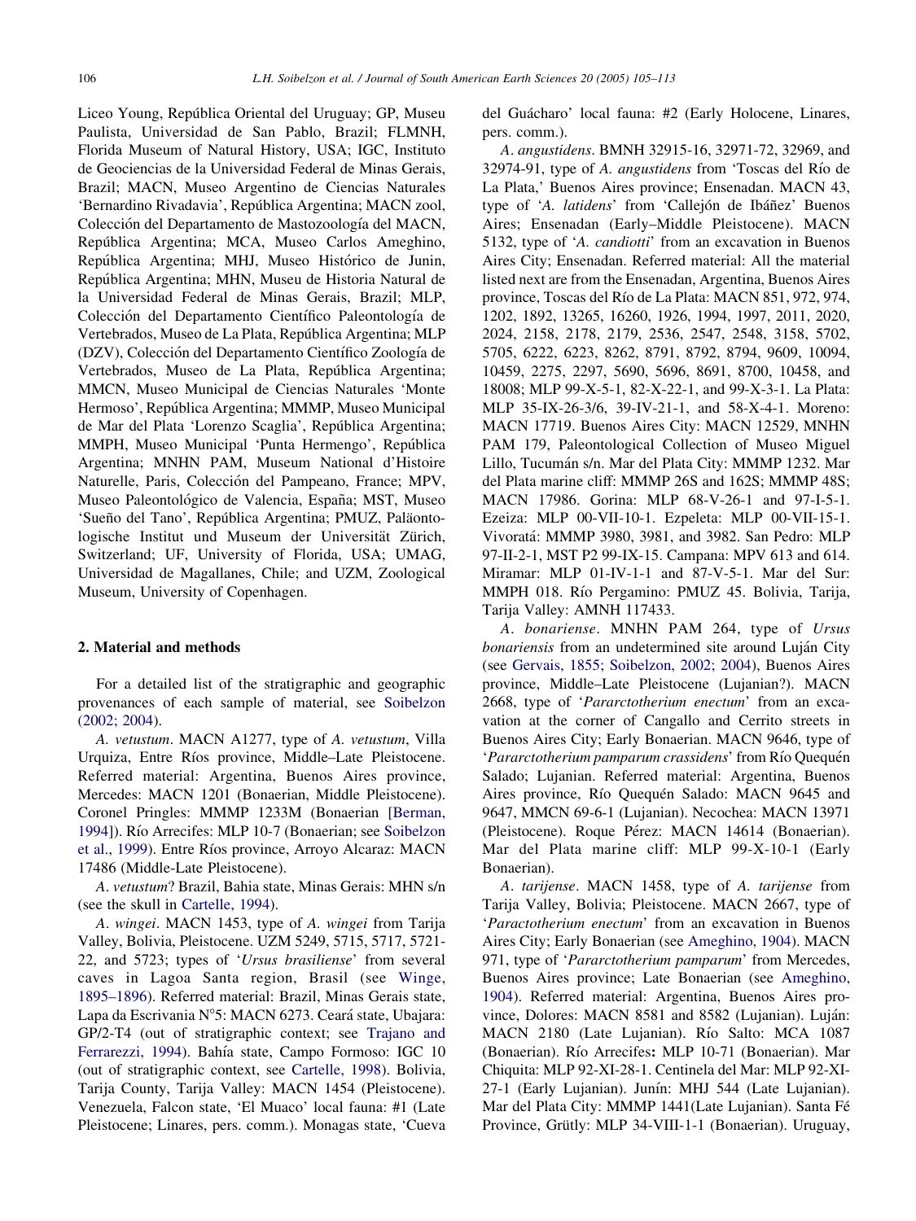Liceo Young, República Oriental del Uruguay; GP, Museu Paulista, Universidad de San Pablo, Brazil; FLMNH, Florida Museum of Natural History, USA; IGC, Instituto de Geociencias de la Universidad Federal de Minas Gerais, Brazil; MACN, Museo Argentino de Ciencias Naturales 'Bernardino Rivadavia', República Argentina; MACN zool, Colección del Departamento de Mastozoología del MACN, República Argentina; MCA, Museo Carlos Ameghino, República Argentina; MHJ, Museo Histórico de Junin, República Argentina; MHN, Museu de Historia Natural de la Universidad Federal de Minas Gerais, Brazil; MLP, Colección del Departamento Científico Paleontología de Vertebrados, Museo de La Plata, República Argentina; MLP (DZV), Colección del Departamento Científico Zoología de Vertebrados, Museo de La Plata, República Argentina; MMCN, Museo Municipal de Ciencias Naturales 'Monte Hermoso', República Argentina; MMMP, Museo Municipal de Mar del Plata 'Lorenzo Scaglia', República Argentina; MMPH, Museo Municipal 'Punta Hermengo', República Argentina; MNHN PAM, Museum National d'Histoire Naturelle, Paris, Colección del Pampeano, France; MPV, Museo Paleontológico de Valencia, España; MST, Museo 'Sueño del Tano', República Argentina; PMUZ, Paläontologische Institut und Museum der Universität Zürich, Switzerland; UF, University of Florida, USA; UMAG, Universidad de Magallanes, Chile; and UZM, Zoological Museum, University of Copenhagen.

## 2. Material and methods

For a detailed list of the stratigraphic and geographic provenances of each sample of material, see Soibelzon (2002; 2004).

*A. vetustum*. MACN A1277, type of *A. vetustum*, Villa Urquiza, Entre Ríos province, Middle–Late Pleistocene. Referred material: Argentina, Buenos Aires province, Mercedes: MACN 1201 (Bonaerian, Middle Pleistocene). Coronel Pringles: MMMP 1233M (Bonaerian [Berman, 1994]). Río Arrecifes: MLP 10-7 (Bonaerian; see Soibelzon et al., 1999). Entre Ríos province, Arroyo Alcaraz: MACN 17486 (Middle-Late Pleistocene).

*A. vetustum*? Brazil, Bahia state, Minas Gerais: MHN s/n (see the skull in Cartelle, 1994).

*A. wingei*. MACN 1453, type of *A. wingei* from Tarija Valley, Bolivia, Pleistocene. UZM 5249, 5715, 5717, 5721-22, and 5723; types of '*Ursus brasiliense*' from several caves in Lagoa Santa region, Brasil (see Winge, 1895–1896). Referred material: Brazil, Minas Gerais state, Lapa da Escrivania N°5: MACN 6273. Ceará state, Ubajara: GP/2-T4 (out of stratigraphic context; see Trajano and Ferrarezzi, 1994). Bahía state, Campo Formoso: IGC 10 (out of stratigraphic context, see Cartelle, 1998). Bolivia, Tarija County, Tarija Valley: MACN 1454 (Pleistocene). Venezuela, Falcon state, 'El Muaco' local fauna: #1 (Late Pleistocene; Linares, pers. comm.). Monagas state, 'Cueva del Guácharo' local fauna: #2 (Early Holocene, Linares, pers. comm.).

*A. angustidens*. BMNH 32915-16, 32971-72, 32969, and 32974-91, type of *A. angustidens* from 'Toscas del Río de La Plata,' Buenos Aires province; Ensenadan. MACN 43, type of '*A. latidens*' from 'Callejón de Ibáñez' Buenos Aires; Ensenadan (Early–Middle Pleistocene). MACN 5132, type of '*A. candiotti*' from an excavation in Buenos Aires City; Ensenadan. Referred material: All the material listed next are from the Ensenadan, Argentina, Buenos Aires province, Toscas del Río de La Plata: MACN 851, 972, 974, 1202, 1892, 13265, 16260, 1926, 1994, 1997, 2011, 2020, 2024, 2158, 2178, 2179, 2536, 2547, 2548, 3158, 5702, 5705, 6222, 6223, 8262, 8791, 8792, 8794, 9609, 10094, 10459, 2275, 2297, 5690, 5696, 8691, 8700, 10458, and 18008; MLP 99-X-5-1, 82-X-22-1, and 99-X-3-1. La Plata: MLP 35-IX-26-3/6, 39-IV-21-1, and 58-X-4-1. Moreno: MACN 17719. Buenos Aires City: MACN 12529, MNHN PAM 179, Paleontological Collection of Museo Miguel Lillo, Tucumán s/n. Mar del Plata City: MMMP 1232. Mar del Plata marine cliff: MMMP 26S and 162S; MMMP 48S; MACN 17986. Gorina: MLP 68-V-26-1 and 97-I-5-1. Ezeiza: MLP 00-VII-10-1. Ezpeleta: MLP 00-VII-15-1. Vivoratá: MMMP 3980, 3981, and 3982. San Pedro: MLP 97-II-2-1, MST P2 99-IX-15. Campana: MPV 613 and 614. Miramar: MLP 01-IV-1-1 and 87-V-5-1. Mar del Sur: MMPH 018. Río Pergamino: PMUZ 45. Bolivia, Tarija, Tarija Valley: AMNH 117433.

*A. bonariense*. MNHN PAM 264, type of *Ursus bonariensis* from an undetermined site around Luján City (see Gervais, 1855; Soibelzon, 2002; 2004), Buenos Aires province, Middle–Late Pleistocene (Lujanian?). MACN 2668, type of '*Pararctotherium enectum*' from an excavation at the corner of Cangallo and Cerrito streets in Buenos Aires City; Early Bonaerian. MACN 9646, type of '*Pararctotherium pamparum crassidens*' from Río Quequén Salado; Lujanian. Referred material: Argentina, Buenos Aires province, Río Quequén Salado: MACN 9645 and 9647, MMCN 69-6-1 (Lujanian). Necochea: MACN 13971 (Pleistocene). Roque Pérez: MACN 14614 (Bonaerian). Mar del Plata marine cliff: MLP 99-X-10-1 (Early Bonaerian).

*A. tarijense*. MACN 1458, type of *A. tarijense* from Tarija Valley, Bolivia; Pleistocene. MACN 2667, type of '*Paractotherium enectum*' from an excavation in Buenos Aires City; Early Bonaerian (see Ameghino, 1904). MACN 971, type of '*Pararctotherium pamparum*' from Mercedes, Buenos Aires province; Late Bonaerian (see Ameghino, 1904). Referred material: Argentina, Buenos Aires province, Dolores: MACN 8581 and 8582 (Lujanian). Luján: MACN 2180 (Late Lujanian). Río Salto: MCA 1087 (Bonaerian). Río Arrecifes**:** MLP 10-71 (Bonaerian). Mar Chiquita: MLP 92-XI-28-1. Centinela del Mar: MLP 92-XI-27-1 (Early Lujanian). Junín: MHJ 544 (Late Lujanian). Mar del Plata City: MMMP 1441(Late Lujanian). Santa Fé Province, Grütly: MLP 34-VIII-1-1 (Bonaerian). Uruguay,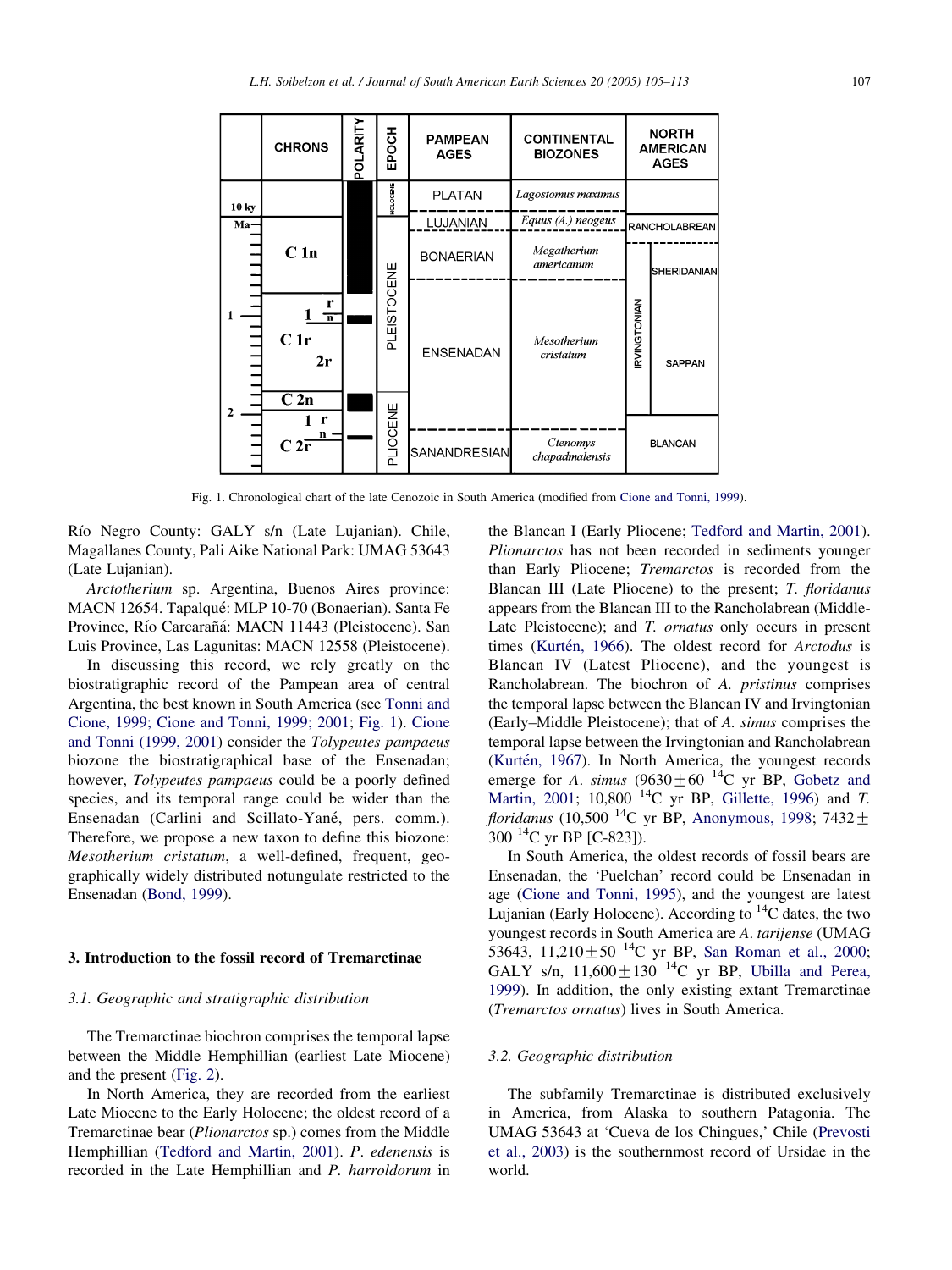| EPOCH | PAMPEAN AGES | CONTINENTAL BIOZONES | NORTH AMERICAN AGES |
|---|---|---|---|
| HOLOCENE | PLATAN | *Lagostomus maximus* | |
| PLEISTOCENE | LUJANIAN | *Equus (A.) neogeus* | RANCHOLABREAN |
| PLEISTOCENE | BONAERIAN | *Megatherium americanum* | IRVINGTONIAN – SHERIDANIAN |
| PLEISTOCENE | ENSENADAN | *Mesotherium cristatum* | IRVINGTONIAN – SAPPAN |
| PLIOCENE | SANANDRESIAN | *Ctenomys chapadmalensis* | BLANCAN |

Fig. 1. Chronological chart of the late Cenozoic in South America (modified from Cione and Tonni, 1999).

Río Negro County: GALY s/n (Late Lujanian). Chile, Magallanes County, Pali Aike National Park: UMAG 53643 (Late Lujanian).

*Arctotherium* sp. Argentina, Buenos Aires province: MACN 12654. Tapalqué: MLP 10-70 (Bonaerian). Santa Fe Province, Río Carcarañá: MACN 11443 (Pleistocene). San Luis Province, Las Lagunitas: MACN 12558 (Pleistocene).

In discussing this record, we rely greatly on the biostratigraphic record of the Pampean area of central Argentina, the best known in South America (see Tonni and Cione, 1999; Cione and Tonni, 1999; 2001; Fig. 1). Cione and Tonni (1999, 2001) consider the *Tolypeutes pampaeus* biozone the biostratigraphical base of the Ensenadan; however, *Tolypeutes pampaeus* could be a poorly defined species, and its temporal range could be wider than the Ensenadan (Carlini and Scillato-Yané, pers. comm.). Therefore, we propose a new taxon to define this biozone: *Mesotherium cristatum*, a well-defined, frequent, geographically widely distributed notungulate restricted to the Ensenadan (Bond, 1999).

## 3. Introduction to the fossil record of Tremarctinae

### 3.1. Geographic and stratigraphic distribution

The Tremarctinae biochron comprises the temporal lapse between the Middle Hemphillian (earliest Late Miocene) and the present (Fig. 2).

In North America, they are recorded from the earliest Late Miocene to the Early Holocene; the oldest record of a Tremarctinae bear (*Plionarctos* sp.) comes from the Middle Hemphillian (Tedford and Martin, 2001). *P. edenensis* is recorded in the Late Hemphillian and *P. harroldorum* in the Blancan I (Early Pliocene; Tedford and Martin, 2001). *Plionarctos* has not been recorded in sediments younger than Early Pliocene; *Tremarctos* is recorded from the Blancan III (Late Pliocene) to the present; *T. floridanus* appears from the Blancan III to the Rancholabrean (Middle-Late Pleistocene); and *T. ornatus* only occurs in present times (Kurtén, 1966). The oldest record for *Arctodus* is Blancan IV (Latest Pliocene), and the youngest is Rancholabrean. The biochron of *A. pristinus* comprises the temporal lapse between the Blancan IV and Irvingtonian (Early–Middle Pleistocene); that of *A. simus* comprises the temporal lapse between the Irvingtonian and Rancholabrean (Kurtén, 1967). In North America, the youngest records emerge for *A. simus* ($9630 \pm 60$ $^{14}$C yr BP, Gobetz and Martin, 2001; 10,800 $^{14}$C yr BP, Gillette, 1996) and *T. floridanus* (10,500 $^{14}$C yr BP, Anonymous, 1998; $7432 \pm 300$ $^{14}$C yr BP [C-823]).

In South America, the oldest records of fossil bears are Ensenadan, the 'Puelchan' record could be Ensenadan in age (Cione and Tonni, 1995), and the youngest are latest Lujanian (Early Holocene). According to $^{14}$C dates, the two youngest records in South America are *A. tarijense* (UMAG 53643, $11{,}210 \pm 50$ $^{14}$C yr BP, San Roman et al., 2000; GALY s/n, $11{,}600 \pm 130$ $^{14}$C yr BP, Ubilla and Perea, 1999). In addition, the only existing extant Tremarctinae (*Tremarctos ornatus*) lives in South America.

### 3.2. Geographic distribution

The subfamily Tremarctinae is distributed exclusively in America, from Alaska to southern Patagonia. The UMAG 53643 at 'Cueva de los Chingues,' Chile (Prevosti et al., 2003) is the southernmost record of Ursidae in the world.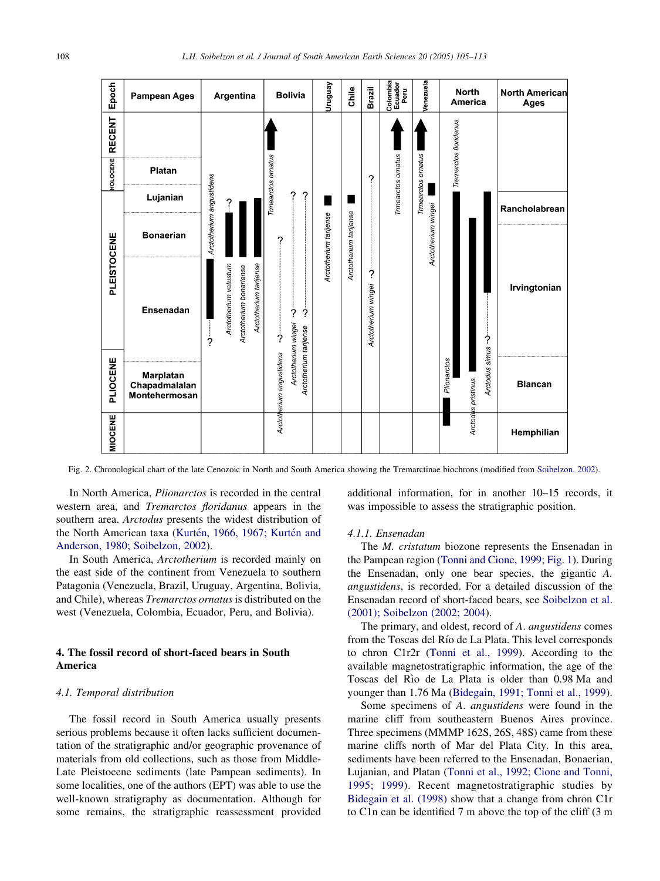Fig. 2. Chronological chart of the late Cenozoic in North and South America showing the Tremarctinae biochrons (modified from Soibelzon, 2002).

In North America, *Plionarctos* is recorded in the central western area, and *Tremarctos floridanus* appears in the southern area. *Arctodus* presents the widest distribution of the North American taxa (Kurtén, 1966, 1967; Kurtén and Anderson, 1980; Soibelzon, 2002).

In South America, *Arctotherium* is recorded mainly on the east side of the continent from Venezuela to southern Patagonia (Venezuela, Brazil, Uruguay, Argentina, Bolivia, and Chile), whereas *Tremarctos ornatus* is distributed on the west (Venezuela, Colombia, Ecuador, Peru, and Bolivia).

## 4. The fossil record of short-faced bears in South America

### 4.1. Temporal distribution

The fossil record in South America usually presents serious problems because it often lacks sufficient documentation of the stratigraphic and/or geographic provenance of materials from old collections, such as those from Middle-Late Pleistocene sediments (late Pampean sediments). In some localities, one of the authors (EPT) was able to use the well-known stratigraphy as documentation. Although for some remains, the stratigraphic reassessment provided additional information, for in another 10–15 records, it was impossible to assess the stratigraphic position.

#### 4.1.1. Ensenadan

The *M. cristatum* biozone represents the Ensenadan in the Pampean region (Tonni and Cione, 1999; Fig. 1). During the Ensenadan, only one bear species, the gigantic *A. angustidens*, is recorded. For a detailed discussion of the Ensenadan record of short-faced bears, see Soibelzon et al. (2001); Soibelzon (2002; 2004).

The primary, and oldest, record of *A. angustidens* comes from the Toscas del Río de La Plata. This level corresponds to chron C1r2r (Tonni et al., 1999). According to the available magnetostratigraphic information, the age of the Toscas del Rìo de La Plata is older than 0.98 Ma and younger than 1.76 Ma (Bidegain, 1991; Tonni et al., 1999).

Some specimens of *A. angustidens* were found in the marine cliff from southeastern Buenos Aires province. Three specimens (MMMP 162S, 26S, 48S) came from these marine cliffs north of Mar del Plata City. In this area, sediments have been referred to the Ensenadan, Bonaerian, Lujanian, and Platan (Tonni et al., 1992; Cione and Tonni, 1995; 1999). Recent magnetostratigraphic studies by Bidegain et al. (1998) show that a change from chron C1r to C1n can be identified 7 m above the top of the cliff (3 m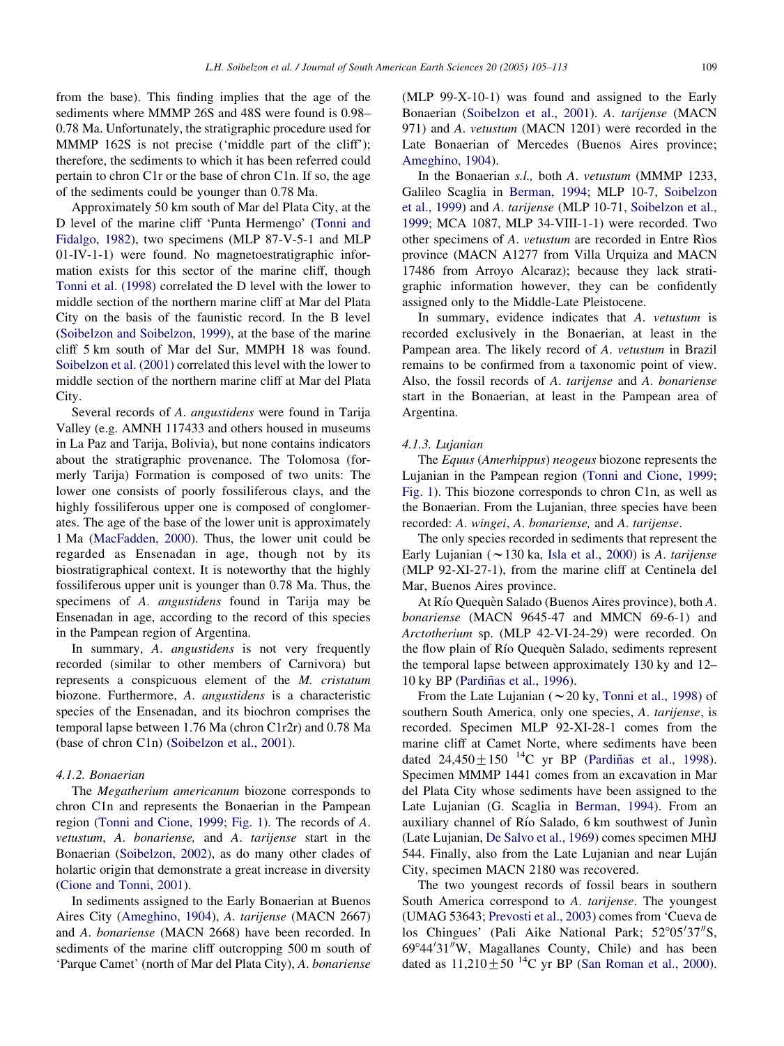from the base). This finding implies that the age of the sediments where MMMP 26S and 48S were found is 0.98–0.78 Ma. Unfortunately, the stratigraphic procedure used for MMMP 162S is not precise ('middle part of the cliff'); therefore, the sediments to which it has been referred could pertain to chron C1r or the base of chron C1n. If so, the age of the sediments could be younger than 0.78 Ma.

Approximately 50 km south of Mar del Plata City, at the D level of the marine cliff 'Punta Hermengo' (Tonni and Fidalgo, 1982), two specimens (MLP 87-V-5-1 and MLP 01-IV-1-1) were found. No magnetoestratigraphic information exists for this sector of the marine cliff, though Tonni et al. (1998) correlated the D level with the lower to middle section of the northern marine cliff at Mar del Plata City on the basis of the faunistic record. In the B level (Soibelzon and Soibelzon, 1999), at the base of the marine cliff 5 km south of Mar del Sur, MMPH 18 was found. Soibelzon et al. (2001) correlated this level with the lower to middle section of the northern marine cliff at Mar del Plata City.

Several records of *A. angustidens* were found in Tarija Valley (e.g. AMNH 117433 and others housed in museums in La Paz and Tarija, Bolivia), but none contains indicators about the stratigraphic provenance. The Tolomosa (formerly Tarija) Formation is composed of two units: The lower one consists of poorly fossiliferous clays, and the highly fossiliferous upper one is composed of conglomerates. The age of the base of the lower unit is approximately 1 Ma (MacFadden, 2000). Thus, the lower unit could be regarded as Ensenadan in age, though not by its biostratigraphical context. It is noteworthy that the highly fossiliferous upper unit is younger than 0.78 Ma. Thus, the specimens of *A. angustidens* found in Tarija may be Ensenadan in age, according to the record of this species in the Pampean region of Argentina.

In summary, *A. angustidens* is not very frequently recorded (similar to other members of Carnivora) but represents a conspicuous element of the *M. cristatum* biozone. Furthermore, *A. angustidens* is a characteristic species of the Ensenadan, and its biochron comprises the temporal lapse between 1.76 Ma (chron C1r2r) and 0.78 Ma (base of chron C1n) (Soibelzon et al., 2001).

#### 4.1.2. Bonaerian

The *Megatherium americanum* biozone corresponds to chron C1n and represents the Bonaerian in the Pampean region (Tonni and Cione, 1999; Fig. 1). The records of *A. vetustum*, *A. bonariense,* and *A. tarijense* start in the Bonaerian (Soibelzon, 2002), as do many other clades of holartic origin that demonstrate a great increase in diversity (Cione and Tonni, 2001).

In sediments assigned to the Early Bonaerian at Buenos Aires City (Ameghino, 1904), *A. tarijense* (MACN 2667) and *A. bonariense* (MACN 2668) have been recorded. In sediments of the marine cliff outcropping 500 m south of 'Parque Camet' (north of Mar del Plata City), *A. bonariense* (MLP 99-X-10-1) was found and assigned to the Early Bonaerian (Soibelzon et al., 2001). *A. tarijense* (MACN 971) and *A. vetustum* (MACN 1201) were recorded in the Late Bonaerian of Mercedes (Buenos Aires province; Ameghino, 1904).

In the Bonaerian *s.l.,* both *A. vetustum* (MMMP 1233, Galileo Scaglia in Berman, 1994; MLP 10-7, Soibelzon et al., 1999) and *A. tarijense* (MLP 10-71, Soibelzon et al., 1999; MCA 1087, MLP 34-VIII-1-1) were recorded. Two other specimens of *A. vetustum* are recorded in Entre Rìos province (MACN A1277 from Villa Urquiza and MACN 17486 from Arroyo Alcaraz); because they lack stratigraphic information however, they can be confidently assigned only to the Middle-Late Pleistocene.

In summary, evidence indicates that *A. vetustum* is recorded exclusively in the Bonaerian, at least in the Pampean area. The likely record of *A. vetustum* in Brazil remains to be confirmed from a taxonomic point of view. Also, the fossil records of *A. tarijense* and *A. bonariense* start in the Bonaerian, at least in the Pampean area of Argentina.

#### 4.1.3. Lujanian

The *Equus* (*Amerhippus*) *neogeus* biozone represents the Lujanian in the Pampean region (Tonni and Cione, 1999; Fig. 1). This biozone corresponds to chron C1n, as well as the Bonaerian. From the Lujanian, three species have been recorded: *A. wingei*, *A. bonariense,* and *A. tarijense*.

The only species recorded in sediments that represent the Early Lujanian (~130 ka, Isla et al., 2000) is *A. tarijense* (MLP 92-XI-27-1), from the marine cliff at Centinela del Mar, Buenos Aires province.

At Río Quequèn Salado (Buenos Aires province), both *A. bonariense* (MACN 9645-47 and MMCN 69-6-1) and *Arctotherium* sp. (MLP 42-VI-24-29) were recorded. On the flow plain of Río Quequèn Salado, sediments represent the temporal lapse between approximately 130 ky and 12–10 ky BP (Pardiñas et al., 1996).

From the Late Lujanian (~20 ky, Tonni et al., 1998) of southern South America, only one species, *A. tarijense*, is recorded. Specimen MLP 92-XI-28-1 comes from the marine cliff at Camet Norte, where sediments have been dated 24,450±150 $^{14}$C yr BP (Pardiñas et al., 1998). Specimen MMMP 1441 comes from an excavation in Mar del Plata City whose sediments have been assigned to the Late Lujanian (G. Scaglia in Berman, 1994). From an auxiliary channel of Río Salado, 6 km southwest of Junìn (Late Lujanian, De Salvo et al., 1969) comes specimen MHJ 544. Finally, also from the Late Lujanian and near Luján City, specimen MACN 2180 was recovered.

The two youngest records of fossil bears in southern South America correspond to *A. tarijense*. The youngest (UMAG 53643; Prevosti et al., 2003) comes from 'Cueva de los Chingues' (Pali Aike National Park; 52°05′37″S, 69°44′31″W, Magallanes County, Chile) and has been dated as 11,210±50 $^{14}$C yr BP (San Roman et al., 2000).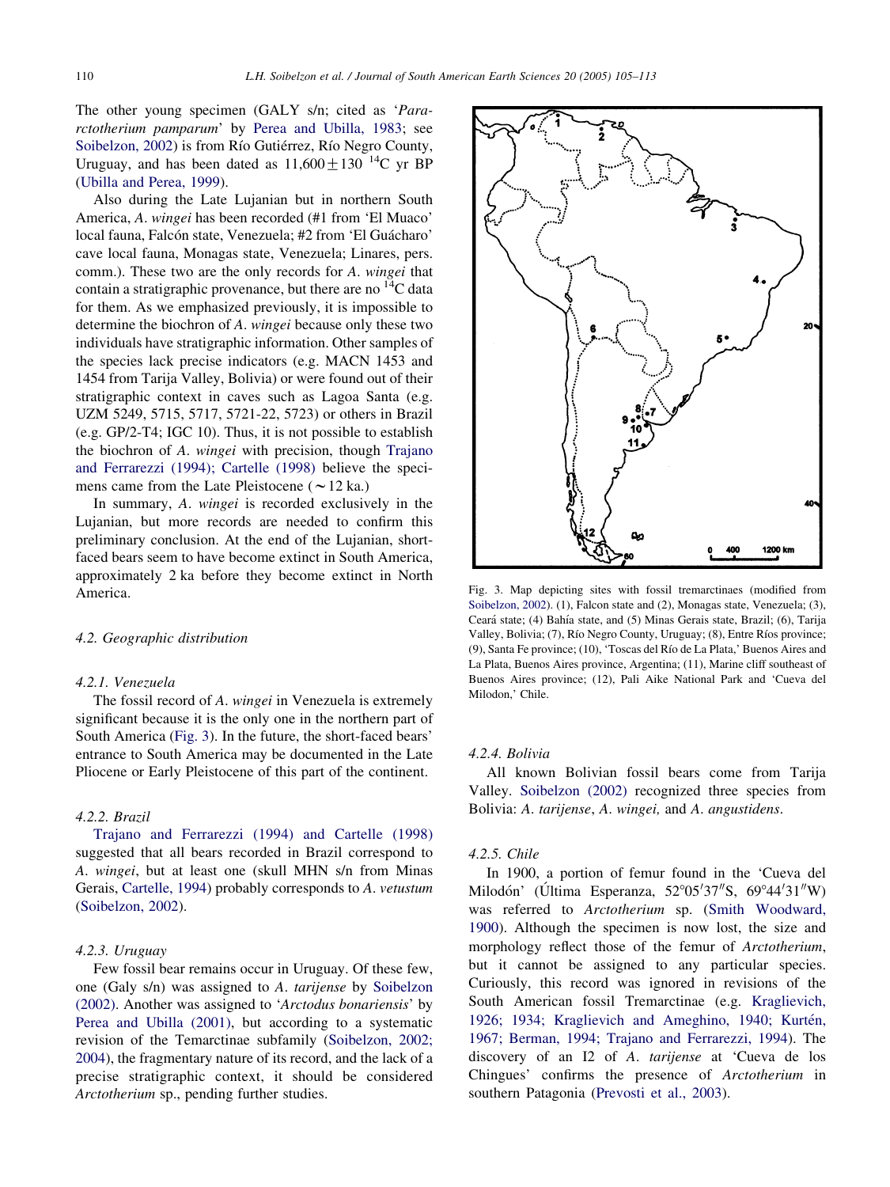The other young specimen (GALY s/n; cited as '*Pararctotherium pamparum*' by Perea and Ubilla, 1983; see Soibelzon, 2002) is from Río Gutiérrez, Río Negro County, Uruguay, and has been dated as $11{,}600 \pm 130$ $^{14}$C yr BP (Ubilla and Perea, 1999).

Also during the Late Lujanian but in northern South America, *A. wingei* has been recorded (#1 from 'El Muaco' local fauna, Falcón state, Venezuela; #2 from 'El Guácharo' cave local fauna, Monagas state, Venezuela; Linares, pers. comm.). These two are the only records for *A. wingei* that contain a stratigraphic provenance, but there are no $^{14}$C data for them. As we emphasized previously, it is impossible to determine the biochron of *A. wingei* because only these two individuals have stratigraphic information. Other samples of the species lack precise indicators (e.g. MACN 1453 and 1454 from Tarija Valley, Bolivia) or were found out of their stratigraphic context in caves such as Lagoa Santa (e.g. UZM 5249, 5715, 5717, 5721-22, 5723) or others in Brazil (e.g. GP/2-T4; IGC 10). Thus, it is not possible to establish the biochron of *A. wingei* with precision, though Trajano and Ferrarezzi (1994); Cartelle (1998) believe the specimens came from the Late Pleistocene (~12 ka.)

In summary, *A. wingei* is recorded exclusively in the Lujanian, but more records are needed to confirm this preliminary conclusion. At the end of the Lujanian, short-faced bears seem to have become extinct in South America, approximately 2 ka before they become extinct in North America.

### 4.2. Geographic distribution

#### 4.2.1. Venezuela

The fossil record of *A. wingei* in Venezuela is extremely significant because it is the only one in the northern part of South America (Fig. 3). In the future, the short-faced bears' entrance to South America may be documented in the Late Pliocene or Early Pleistocene of this part of the continent.

#### 4.2.2. Brazil

Trajano and Ferrarezzi (1994) and Cartelle (1998) suggested that all bears recorded in Brazil correspond to *A. wingei*, but at least one (skull MHN s/n from Minas Gerais, Cartelle, 1994) probably corresponds to *A. vetustum* (Soibelzon, 2002).

#### 4.2.3. Uruguay

Few fossil bear remains occur in Uruguay. Of these few, one (Galy s/n) was assigned to *A. tarijense* by Soibelzon (2002). Another was assigned to '*Arctodus bonariensis*' by Perea and Ubilla (2001), but according to a systematic revision of the Temarctinae subfamily (Soibelzon, 2002; 2004), the fragmentary nature of its record, and the lack of a precise stratigraphic context, it should be considered *Arctotherium* sp., pending further studies.

Fig. 3. Map depicting sites with fossil tremarctinaes (modified from Soibelzon, 2002). (1), Falcon state and (2), Monagas state, Venezuela; (3), Ceará state; (4) Bahía state, and (5) Minas Gerais state, Brazil; (6), Tarija Valley, Bolivia; (7), Río Negro County, Uruguay; (8), Entre Ríos province; (9), Santa Fe province; (10), 'Toscas del Río de La Plata,' Buenos Aires and La Plata, Buenos Aires province, Argentina; (11), Marine cliff southeast of Buenos Aires province; (12), Pali Aike National Park and 'Cueva del Milodon,' Chile.

#### 4.2.4. Bolivia

All known Bolivian fossil bears come from Tarija Valley. Soibelzon (2002) recognized three species from Bolivia: *A. tarijense*, *A. wingei,* and *A. angustidens*.

#### 4.2.5. Chile

In 1900, a portion of femur found in the 'Cueva del Milodón' (Última Esperanza, 52°05′37″S, 69°44′31″W) was referred to *Arctotherium* sp. (Smith Woodward, 1900). Although the specimen is now lost, the size and morphology reflect those of the femur of *Arctotherium*, but it cannot be assigned to any particular species. Curiously, this record was ignored in revisions of the South American fossil Tremarctinae (e.g. Kraglievich, 1926; 1934; Kraglievich and Ameghino, 1940; Kurtén, 1967; Berman, 1994; Trajano and Ferrarezzi, 1994). The discovery of an I2 of *A. tarijense* at 'Cueva de los Chingues' confirms the presence of *Arctotherium* in southern Patagonia (Prevosti et al., 2003).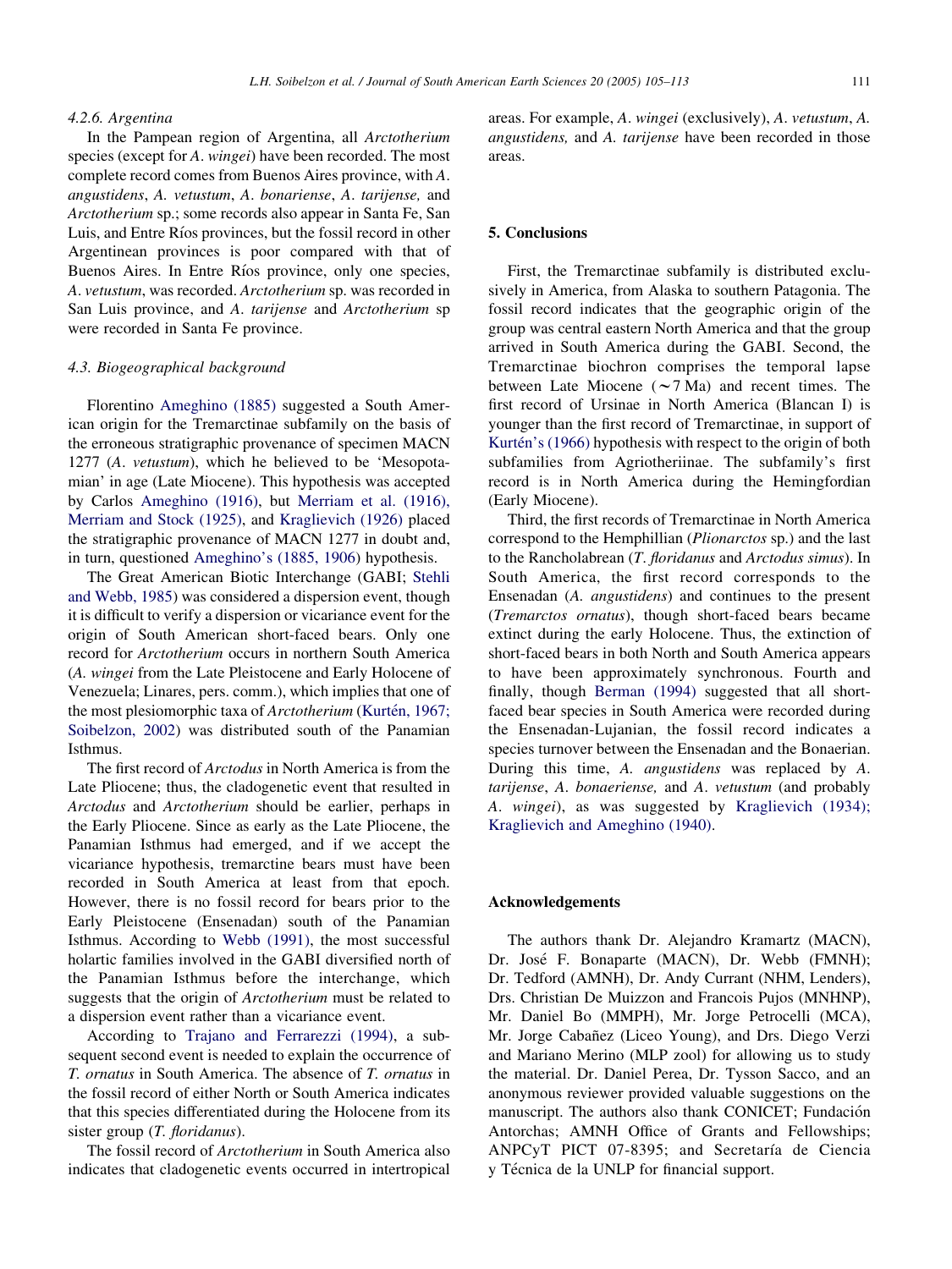#### 4.2.6. Argentina

In the Pampean region of Argentina, all *Arctotherium* species (except for *A. wingei*) have been recorded. The most complete record comes from Buenos Aires province, with *A. angustidens*, *A. vetustum*, *A. bonariense*, *A. tarijense,* and *Arctotherium* sp.; some records also appear in Santa Fe, San Luis, and Entre Ríos provinces, but the fossil record in other Argentinean provinces is poor compared with that of Buenos Aires. In Entre Ríos province, only one species, *A. vetustum*, was recorded. *Arctotherium* sp. was recorded in San Luis province, and *A. tarijense* and *Arctotherium* sp were recorded in Santa Fe province.

### 4.3. Biogeographical background

Florentino Ameghino (1885) suggested a South American origin for the Tremarctinae subfamily on the basis of the erroneous stratigraphic provenance of specimen MACN 1277 (*A. vetustum*), which he believed to be 'Mesopotamian' in age (Late Miocene). This hypothesis was accepted by Carlos Ameghino (1916), but Merriam et al. (1916), Merriam and Stock (1925), and Kraglievich (1926) placed the stratigraphic provenance of MACN 1277 in doubt and, in turn, questioned Ameghino's (1885, 1906) hypothesis.

The Great American Biotic Interchange (GABI; Stehli and Webb, 1985) was considered a dispersion event, though it is difficult to verify a dispersion or vicariance event for the origin of South American short-faced bears. Only one record for *Arctotherium* occurs in northern South America (*A. wingei* from the Late Pleistocene and Early Holocene of Venezuela; Linares, pers. comm.), which implies that one of the most plesiomorphic taxa of *Arctotherium* (Kurtén, 1967; Soibelzon, 2002) was distributed south of the Panamian Isthmus.

The first record of *Arctodus* in North America is from the Late Pliocene; thus, the cladogenetic event that resulted in *Arctodus* and *Arctotherium* should be earlier, perhaps in the Early Pliocene. Since as early as the Late Pliocene, the Panamian Isthmus had emerged, and if we accept the vicariance hypothesis, tremarctine bears must have been recorded in South America at least from that epoch. However, there is no fossil record for bears prior to the Early Pleistocene (Ensenadan) south of the Panamian Isthmus. According to Webb (1991), the most successful holartic families involved in the GABI diversified north of the Panamian Isthmus before the interchange, which suggests that the origin of *Arctotherium* must be related to a dispersion event rather than a vicariance event.

According to Trajano and Ferrarezzi (1994), a subsequent second event is needed to explain the occurrence of *T. ornatus* in South America. The absence of *T. ornatus* in the fossil record of either North or South America indicates that this species differentiated during the Holocene from its sister group (*T. floridanus*).

The fossil record of *Arctotherium* in South America also indicates that cladogenetic events occurred in intertropical areas. For example, *A. wingei* (exclusively), *A. vetustum*, *A. angustidens,* and *A. tarijense* have been recorded in those areas.

## 5. Conclusions

First, the Tremarctinae subfamily is distributed exclusively in America, from Alaska to southern Patagonia. The fossil record indicates that the geographic origin of the group was central eastern North America and that the group arrived in South America during the GABI. Second, the Tremarctinae biochron comprises the temporal lapse between Late Miocene (∼7 Ma) and recent times. The first record of Ursinae in North America (Blancan I) is younger than the first record of Tremarctinae, in support of Kurtén's (1966) hypothesis with respect to the origin of both subfamilies from Agriotheriinae. The subfamily's first record is in North America during the Hemingfordian (Early Miocene).

Third, the first records of Tremarctinae in North America correspond to the Hemphillian (*Plionarctos* sp.) and the last to the Rancholabrean (*T. floridanus* and *Arctodus simus*). In South America, the first record corresponds to the Ensenadan (*A. angustidens*) and continues to the present (*Tremarctos ornatus*), though short-faced bears became extinct during the early Holocene. Thus, the extinction of short-faced bears in both North and South America appears to have been approximately synchronous. Fourth and finally, though Berman (1994) suggested that all short-faced bear species in South America were recorded during the Ensenadan-Lujanian, the fossil record indicates a species turnover between the Ensenadan and the Bonaerian. During this time, *A. angustidens* was replaced by *A. tarijense*, *A. bonaeriense,* and *A. vetustum* (and probably *A. wingei*), as was suggested by Kraglievich (1934); Kraglievich and Ameghino (1940).

## Acknowledgements

The authors thank Dr. Alejandro Kramartz (MACN), Dr. José F. Bonaparte (MACN), Dr. Webb (FMNH); Dr. Tedford (AMNH), Dr. Andy Currant (NHM, Lenders), Drs. Christian De Muizzon and Francois Pujos (MNHNP), Mr. Daniel Bo (MMPH), Mr. Jorge Petrocelli (MCA), Mr. Jorge Cabañez (Liceo Young), and Drs. Diego Verzi and Mariano Merino (MLP zool) for allowing us to study the material. Dr. Daniel Perea, Dr. Tysson Sacco, and an anonymous reviewer provided valuable suggestions on the manuscript. The authors also thank CONICET; Fundación Antorchas; AMNH Office of Grants and Fellowships; ANPCyT PICT 07-8395; and Secretaría de Ciencia y Técnica de la UNLP for financial support.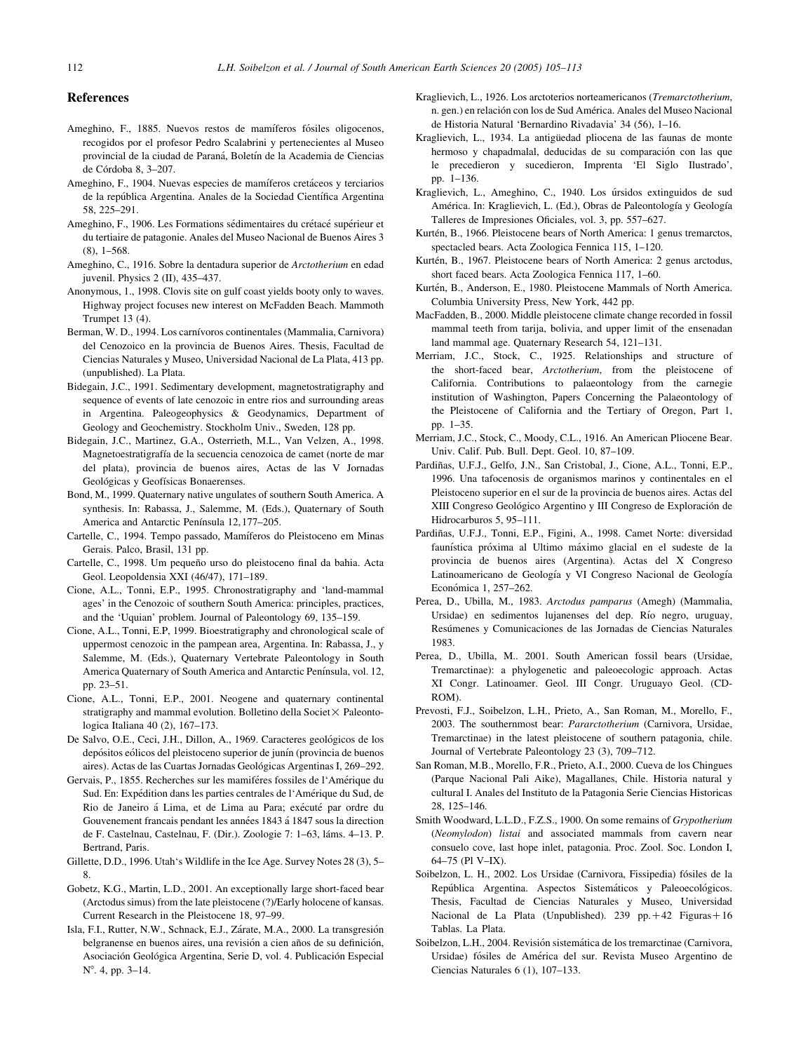## References

Ameghino, F., 1885. Nuevos restos de mamíferos fósiles oligocenos, recogidos por el profesor Pedro Scalabrini y pertenecientes al Museo provincial de la ciudad de Paraná, Boletín de la Academia de Ciencias de Córdoba 8, 3–207.

Ameghino, F., 1904. Nuevas especies de mamíferos cretáceos y terciarios de la república Argentina. Anales de la Sociedad Científica Argentina 58, 225–291.

Ameghino, F., 1906. Les Formations sédimentaires du crétacé supérieur et du tertiaire de patagonie. Anales del Museo Nacional de Buenos Aires 3 (8), 1–568.

Ameghino, C., 1916. Sobre la dentadura superior de *Arctotherium* en edad juvenil. Physics 2 (II), 435–437.

Anonymous, 1., 1998. Clovis site on gulf coast yields booty only to waves. Highway project focuses new interest on McFadden Beach. Mammoth Trumpet 13 (4).

Berman, W. D., 1994. Los carnívoros continentales (Mammalia, Carnivora) del Cenozoico en la provincia de Buenos Aires. Thesis, Facultad de Ciencias Naturales y Museo, Universidad Nacional de La Plata, 413 pp. (unpublished). La Plata.

Bidegain, J.C., 1991. Sedimentary development, magnetostratigraphy and sequence of events of late cenozoic in entre rios and surrounding areas in Argentina. Paleogeophysics & Geodynamics, Department of Geology and Geochemistry. Stockholm Univ., Sweden, 128 pp.

Bidegain, J.C., Martinez, G.A., Osterrieth, M.L., Van Velzen, A., 1998. Magnetoestratigraffía de la secuencia cenozoica de camet (norte de mar del plata), provincia de buenos aires, Actas de las V Jornadas Geológicas y Geofísicas Bonaerenses.

Bond, M., 1999. Quaternary native ungulates of southern South America. A synthesis. In: Rabassa, J., Salemme, M. (Eds.), Quaternary of South America and Antarctic Península 12, 177–205.

Cartelle, C., 1994. Tempo passado, Mamíferos do Pleistoceno em Minas Gerais. Palco, Brasil, 131 pp.

Cartelle, C., 1998. Um pequeño urso do pleistoceno final da bahia. Acta Geol. Leopoldensia XXI (46/47), 171–189.

Cione, A.L., Tonni, E.P., 1995. Chronostratigraphy and 'land-mammal ages' in the Cenozoic of southern South America: principles, practices, and the 'Uquian' problem. Journal of Paleontology 69, 135–159.

Cione, A.L., Tonni, E.P, 1999. Bioestratigraphy and chronological scale of uppermost cenozoic in the pampean area, Argentina. In: Rabassa, J., y Salemme, M. (Eds.), Quaternary Vertebrate Paleontology in South America Quaternary of South America and Antarctic Península, vol. 12, pp. 23–51.

Cione, A.L., Tonni, E.P., 2001. Neogene and quaternary continental stratigraphy and mammal evolution. Bolletino della Societ× Paleontologica Italiana 40 (2), 167–173.

De Salvo, O.E., Ceci, J.H., Dillon, A., 1969. Caracteres geológicos de los depósitos eólicos del pleistoceno superior de junín (provincia de buenos aires). Actas de las Cuartas Jornadas Geológicas Argentinas I, 269–292.

Gervais, P., 1855. Recherches sur les mamiféres fossiles de l'Amérique du Sud. En: Expédition dans les parties centrales de l'Amérique du Sud, de Rio de Janeiro á Lima, et de Lima au Para; exécuté par ordre du Gouvenement francais pendant les années 1843 á 1847 sous la direction de F. Castelnau, Castelnau, F. (Dir.). Zoologie 7: 1–63, láms. 4–13. P. Bertrand, Paris.

Gillette, D.D., 1996. Utah's Wildlife in the Ice Age. Survey Notes 28 (3), 5–8.

Gobetz, K.G., Martin, L.D., 2001. An exceptionally large short-faced bear (Arctodus simus) from the late pleistocene (?)/Early holocene of kansas. Current Research in the Pleistocene 18, 97–99.

Isla, F.I., Rutter, N.W., Schnack, E.J., Zárate, M.A., 2000. La transgresión belgranense en buenos aires, una revisión a cien años de su definición, Asociación Geológica Argentina, Serie D, vol. 4. Publicación Especial N°. 4, pp. 3–14.

Kraglievich, L., 1926. Los arctoterios norteamericanos (*Tremarctotherium*, n. gen.) en relación con los de Sud América. Anales del Museo Nacional de Historia Natural 'Bernardino Rivadavia' 34 (56), 1–16.

Kraglievich, L., 1934. La antigüedad pliocena de las faunas de monte hermoso y chapadmalal, deducidas de su comparación con las que le precedieron y sucedieron, Imprenta 'El Siglo Ilustrado', pp. 1–136.

Kraglievich, L., Ameghino, C., 1940. Los úrsidos extinguidos de sud América. In: Kraglievich, L. (Ed.), Obras de Paleontología y Geología Talleres de Impresiones Oficiales, vol. 3, pp. 557–627.

Kurtén, B., 1966. Pleistocene bears of North America: 1 genus tremarctos, spectacled bears. Acta Zoologica Fennica 115, 1–120.

Kurtén, B., 1967. Pleistocene bears of North America: 2 genus arctodus, short faced bears. Acta Zoologica Fennica 117, 1–60.

Kurtén, B., Anderson, E., 1980. Pleistocene Mammals of North America. Columbia University Press, New York, 442 pp.

MacFadden, B., 2000. Middle pleistocene climate change recorded in fossil mammal teeth from tarija, bolivia, and upper limit of the ensenadan land mammal age. Quaternary Research 54, 121–131.

Merriam, J.C., Stock, C., 1925. Relationships and structure of the short-faced bear, *Arctotherium*, from the pleistocene of California. Contributions to palaeontology from the carnegie institution of Washington, Papers Concerning the Palaeontology of the Pleistocene of California and the Tertiary of Oregon, Part 1, pp. 1–35.

Merriam, J.C., Stock, C., Moody, C.L., 1916. An American Pliocene Bear. Univ. Calif. Pub. Bull. Dept. Geol. 10, 87–109.

Pardiñas, U.F.J., Gelfo, J.N., San Cristobal, J., Cione, A.L., Tonni, E.P., 1996. Una tafocenosis de organismos marinos y continentales en el Pleistoceno superior en el sur de la provincia de buenos aires. Actas del XIII Congreso Geológico Argentino y III Congreso de Exploración de Hidrocarburos 5, 95–111.

Pardiñas, U.F.J., Tonni, E.P., Figini, A., 1998. Camet Norte: diversidad faunística próxima al Ultimo máximo glacial en el sudeste de la provincia de buenos aires (Argentina). Actas del X Congreso Latinoamericano de Geología y VI Congreso Nacional de Geología Económica 1, 257–262.

Perea, D., Ubilla, M., 1983. *Arctodus pamparus* (Amegh) (Mammalia, Ursidae) en sedimentos lujanenses del dep. Río negro, uruguay, Resúmenes y Comunicaciones de las Jornadas de Ciencias Naturales 1983.

Perea, D., Ubilla, M.. 2001. South American fossil bears (Ursidae, Tremarctinae): a phylogenetic and paleoecologic approach. Actas XI Congr. Latinoamer. Geol. III Congr. Uruguayo Geol. (CD-ROM).

Prevosti, F.J., Soibelzon, L.H., Prieto, A., San Roman, M., Morello, F., 2003. The southernmost bear: *Pararctotherium* (Carnivora, Ursidae, Tremarctinae) in the latest pleistocene of southern patagonia, chile. Journal of Vertebrate Paleontology 23 (3), 709–712.

San Roman, M.B., Morello, F.R., Prieto, A.I., 2000. Cueva de los Chingues (Parque Nacional Pali Aike), Magallanes, Chile. Historia natural y cultural I. Anales del Instituto de la Patagonia Serie Ciencias Historicas 28, 125–146.

Smith Woodward, L.L.D., F.Z.S., 1900. On some remains of *Grypotherium* (*Neomylodon*) *listai* and associated mammals from cavern near consuelo cove, last hope inlet, patagonia. Proc. Zool. Soc. London I, 64–75 (Pl V–IX).

Soibelzon, L. H., 2002. Los Ursidae (Carnivora, Fissipedia) fósiles de la República Argentina. Aspectos Sistemáticos y Paleoecológicos. Thesis, Facultad de Ciencias Naturales y Museo, Universidad Nacional de La Plata (Unpublished). 239 pp. + 42 Figuras + 16 Tablas. La Plata.

Soibelzon, L.H., 2004. Revisión sistemática de los tremarctinae (Carnivora, Ursidae) fósiles de América del sur. Revista Museo Argentino de Ciencias Naturales 6 (1), 107–133.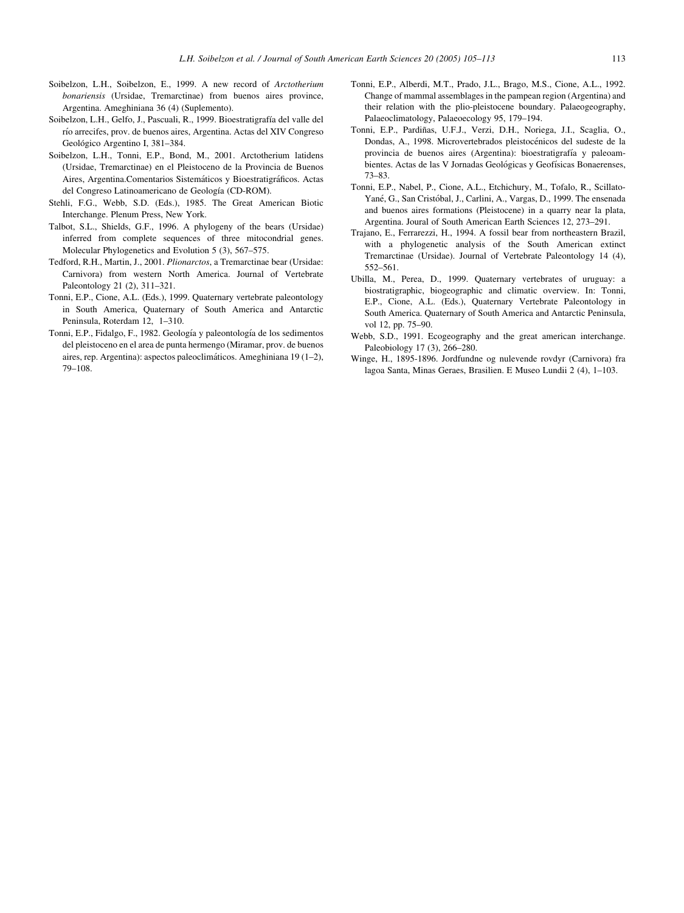Soibelzon, L.H., Soibelzon, E., 1999. A new record of *Arctotherium bonariensis* (Ursidae, Tremarctinae) from buenos aires province, Argentina. Ameghiniana 36 (4) (Suplemento).

Soibelzon, L.H., Gelfo, J., Pascuali, R., 1999. Bioestratigrafía del valle del río arrecifes, prov. de buenos aires, Argentina. Actas del XIV Congreso Geológico Argentino I, 381–384.

Soibelzon, L.H., Tonni, E.P., Bond, M., 2001. Arctotherium latidens (Ursidae, Tremarctinae) en el Pleistoceno de la Provincia de Buenos Aires, Argentina.Comentarios Sistemáticos y Bioestratigráficos. Actas del Congreso Latinoamericano de Geología (CD-ROM).

Stehli, F.G., Webb, S.D. (Eds.), 1985. The Great American Biotic Interchange. Plenum Press, New York.

Talbot, S.L., Shields, G.F., 1996. A phylogeny of the bears (Ursidae) inferred from complete sequences of three mitocondrial genes. Molecular Phylogenetics and Evolution 5 (3), 567–575.

Tedford, R.H., Martin, J., 2001. *Plionarctos*, a Tremarctinae bear (Ursidae: Carnivora) from western North America. Journal of Vertebrate Paleontology 21 (2), 311–321.

Tonni, E.P., Cione, A.L. (Eds.), 1999. Quaternary vertebrate paleontology in South America, Quaternary of South America and Antarctic Peninsula, Roterdam 12, 1–310.

Tonni, E.P., Fidalgo, F., 1982. Geología y paleontología de los sedimentos del pleistoceno en el area de punta hermengo (Miramar, prov. de buenos aires, rep. Argentina): aspectos paleoclimáticos. Ameghiniana 19 (1–2), 79–108.

Tonni, E.P., Alberdi, M.T., Prado, J.L., Brago, M.S., Cione, A.L., 1992. Change of mammal assemblages in the pampean region (Argentina) and their relation with the plio-pleistocene boundary. Palaeogeography, Palaeoclimatology, Palaeoecology 95, 179–194.

Tonni, E.P., Pardiñas, U.F.J., Verzi, D.H., Noriega, J.I., Scaglia, O., Dondas, A., 1998. Microvertebrados pleistocénicos del sudeste de la provincia de buenos aires (Argentina): bioestratigrafía y paleoambientes. Actas de las V Jornadas Geológicas y Geofísicas Bonaerenses, 73–83.

Tonni, E.P., Nabel, P., Cione, A.L., Etchichury, M., Tofalo, R., Scillato-Yané, G., San Cristóbal, J., Carlini, A., Vargas, D., 1999. The ensenada and buenos aires formations (Pleistocene) in a quarry near la plata, Argentina. Joural of South American Earth Sciences 12, 273–291.

Trajano, E., Ferrarezzi, H., 1994. A fossil bear from northeastern Brazil, with a phylogenetic analysis of the South American extinct Tremarctinae (Ursidae). Journal of Vertebrate Paleontology 14 (4), 552–561.

Ubilla, M., Perea, D., 1999. Quaternary vertebrates of uruguay: a biostratigraphic, biogeographic and climatic overview. In: Tonni, E.P., Cione, A.L. (Eds.), Quaternary Vertebrate Paleontology in South America. Quaternary of South America and Antarctic Peninsula, vol 12, pp. 75–90.

Webb, S.D., 1991. Ecogeography and the great american interchange. Paleobiology 17 (3), 266–280.

Winge, H., 1895-1896. Jordfundne og nulevende rovdyr (Carnivora) fra lagoa Santa, Minas Geraes, Brasilien. E Museo Lundii 2 (4), 1–103.